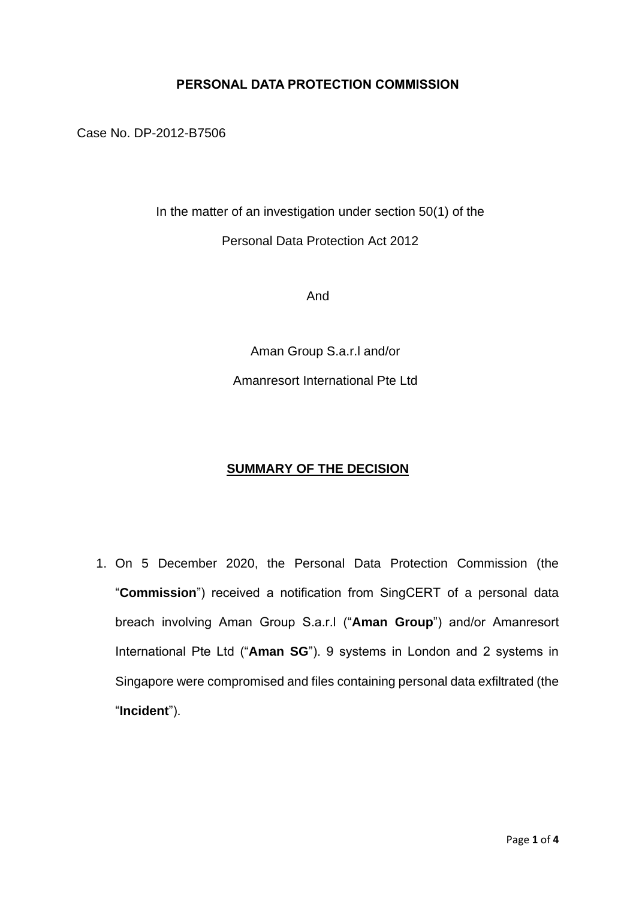**PERSONAL DATA PROTECTION COMMISSION**

Case No. DP-2012-B7506

In the matter of an investigation under section 50(1) of the

Personal Data Protection Act 2012

And

Aman Group S.a.r.l and/or

Amanresort International Pte Ltd

## **SUMMARY OF THE DECISION**

1. On 5 December 2020, the Personal Data Protection Commission (the "**Commission**") received a notification from SingCERT of a personal data breach involving Aman Group S.a.r.l ("**Aman Group**") and/or Amanresort International Pte Ltd ("**Aman SG**"). 9 systems in London and 2 systems in Singapore were compromised and files containing personal data exfiltrated (the "**Incident**").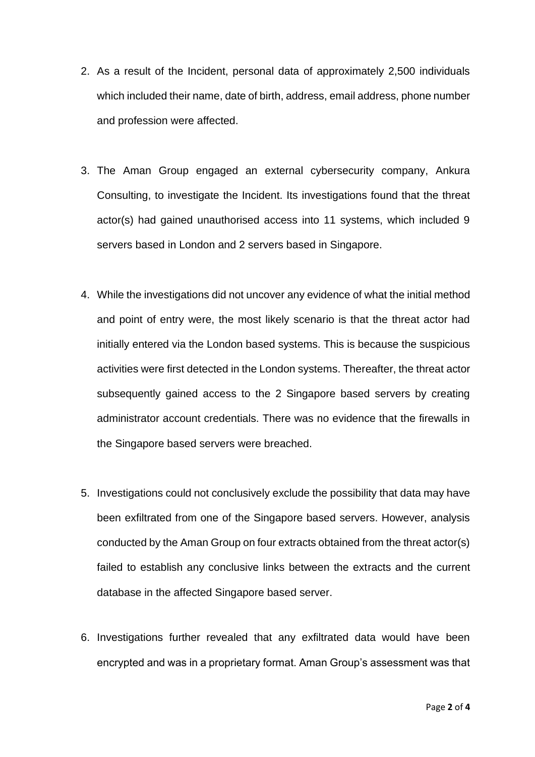2. As a result of the Incident, personal data of approximately 2,500 individuals which included their name, date of birth, address, email address, phone number and profession were affected.

3. The Aman Group engaged an external cybersecurity company, Ankura Consulting, to investigate the Incident. Its investigations found that the threat actor(s) had gained unauthorised access into 11 systems, which included 9 servers based in London and 2 servers based in Singapore.

4. While the investigations did not uncover any evidence of what the initial method and point of entry were, the most likely scenario is that the threat actor had initially entered via the London based systems. This is because the suspicious activities were first detected in the London systems. Thereafter, the threat actor subsequently gained access to the 2 Singapore based servers by creating administrator account credentials. There was no evidence that the firewalls in the Singapore based servers were breached.

5. Investigations could not conclusively exclude the possibility that data may have been exfiltrated from one of the Singapore based servers. However, analysis conducted by the Aman Group on four extracts obtained from the threat actor(s) failed to establish any conclusive links between the extracts and the current database in the affected Singapore based server.

6. Investigations further revealed that any exfiltrated data would have been encrypted and was in a proprietary format. Aman Group's assessment was that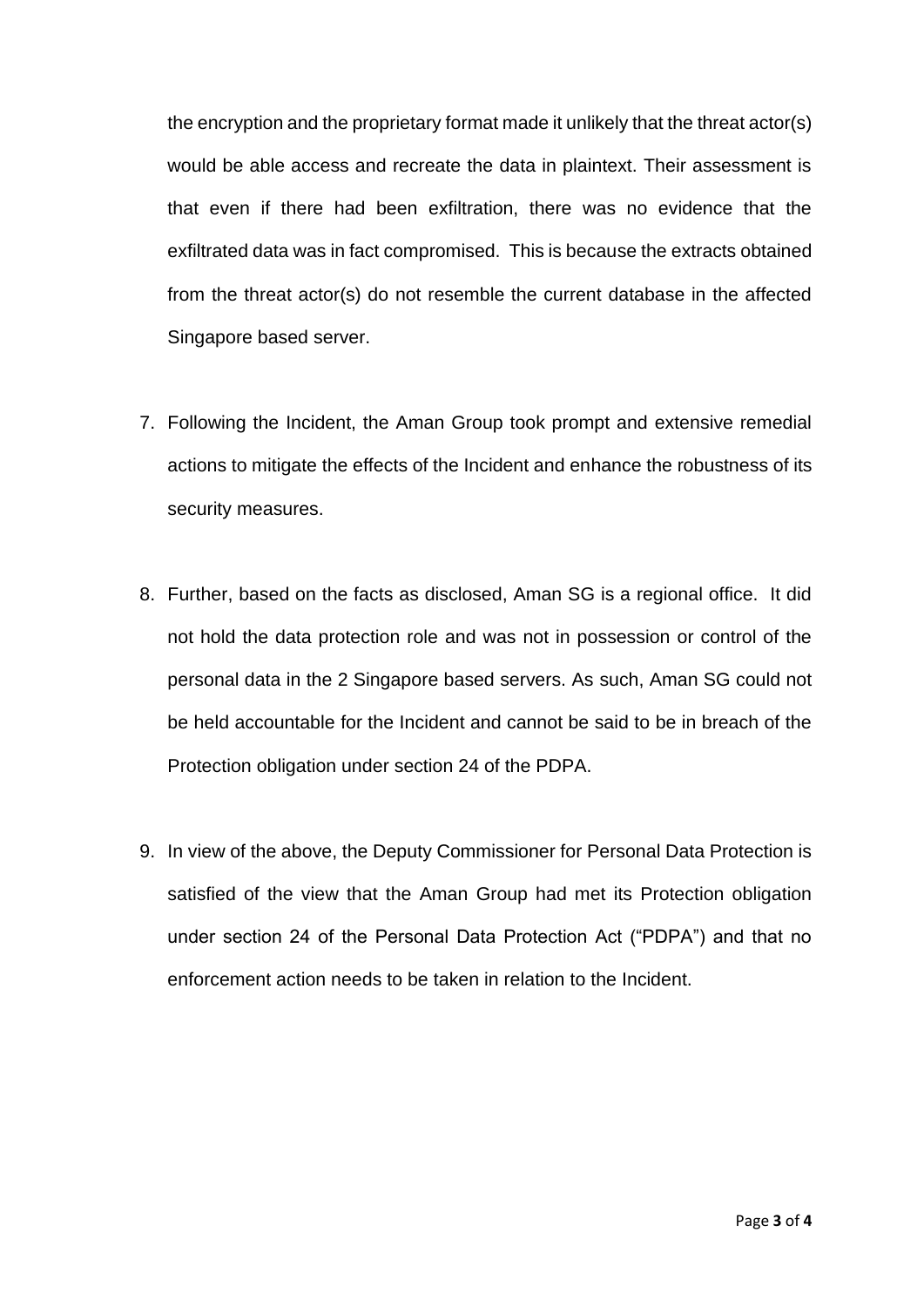the encryption and the proprietary format made it unlikely that the threat actor(s) would be able access and recreate the data in plaintext. Their assessment is that even if there had been exfiltration, there was no evidence that the exfiltrated data was in fact compromised. This is because the extracts obtained from the threat actor(s) do not resemble the current database in the affected Singapore based server.

7. Following the Incident, the Aman Group took prompt and extensive remedial actions to mitigate the effects of the Incident and enhance the robustness of its security measures.

8. Further, based on the facts as disclosed, Aman SG is a regional office. It did not hold the data protection role and was not in possession or control of the personal data in the 2 Singapore based servers. As such, Aman SG could not be held accountable for the Incident and cannot be said to be in breach of the Protection obligation under section 24 of the PDPA.

9. In view of the above, the Deputy Commissioner for Personal Data Protection is satisfied of the view that the Aman Group had met its Protection obligation under section 24 of the Personal Data Protection Act ("PDPA") and that no enforcement action needs to be taken in relation to the Incident.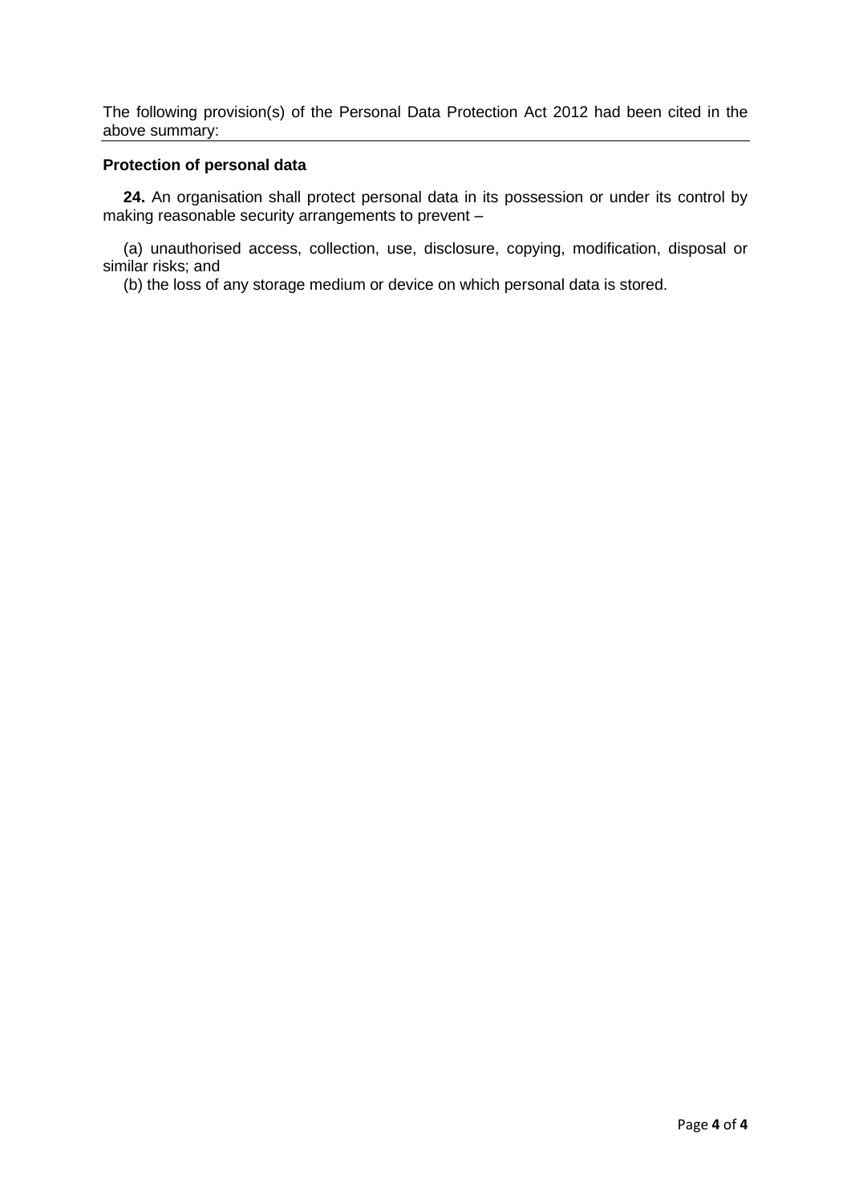The following provision(s) of the Personal Data Protection Act 2012 had been cited in the above summary:

---

**Protection of personal data**

**24.** An organisation shall protect personal data in its possession or under its control by making reasonable security arrangements to prevent –

(a) unauthorised access, collection, use, disclosure, copying, modification, disposal or similar risks; and

(b) the loss of any storage medium or device on which personal data is stored.